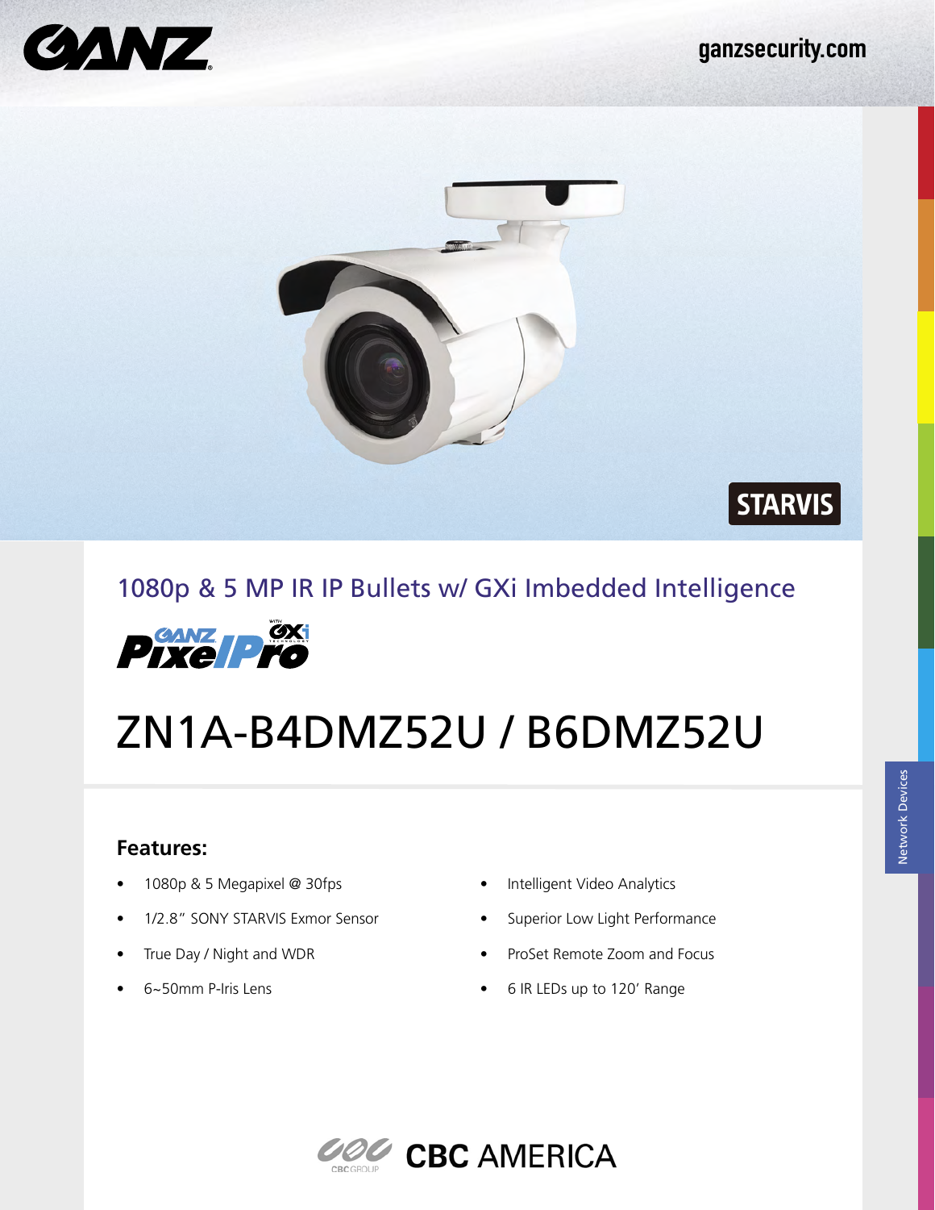GANZ

ganzsecurity.com

STARVIS

## 1080p & 5 MP IR IP Bullets w/ GXi Imbedded Intelligence

GANZ PixelPro with GXi Technology

# ZN1A-B4DMZ52U / B6DMZ52U

Network Devices

### Features:

- 1080p & 5 Megapixel @ 30fps
- 1/2.8" SONY STARVIS Exmor Sensor
- True Day / Night and WDR
- 6~50mm P-Iris Lens
- Intelligent Video Analytics
- Superior Low Light Performance
- ProSet Remote Zoom and Focus
- 6 IR LEDs up to 120' Range

CBC GROUP CBC AMERICA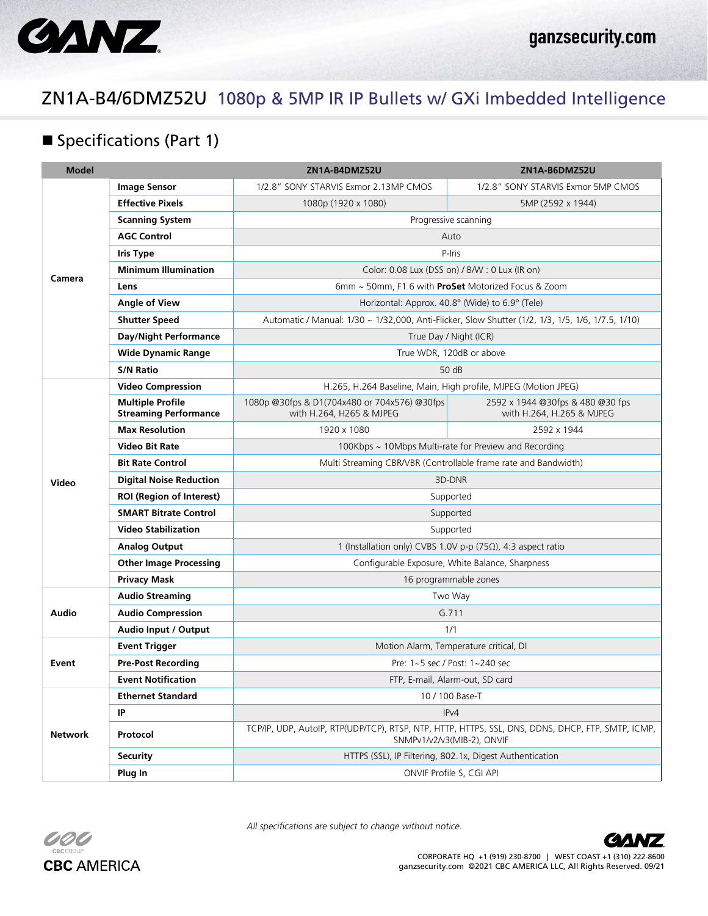# ZN1A-B4/6DMZ52U 1080p & 5MP IR IP Bullets w/ GXi Imbedded Intelligence

## ■ Specifications (Part 1)

| Model | | ZN1A-B4DMZ52U | ZN1A-B6DMZ52U |
|---|---|---|---|
| Camera | Image Sensor | 1/2.8" SONY STARVIS Exmor 2.13MP CMOS | 1/2.8" SONY STARVIS Exmor 5MP CMOS |
| | Effective Pixels | 1080p (1920 x 1080) | 5MP (2592 x 1944) |
| | Scanning System | Progressive scanning | |
| | AGC Control | Auto | |
| | Iris Type | P-Iris | |
| | Minimum Illumination | Color: 0.08 Lux (DSS on) / B/W : 0 Lux (IR on) | |
| | Lens | 6mm ~ 50mm, F1.6 with **ProSet** Motorized Focus & Zoom | |
| | Angle of View | Horizontal: Approx. 40.8° (Wide) to 6.9° (Tele) | |
| | Shutter Speed | Automatic / Manual: 1/30 ~ 1/32,000, Anti-Flicker, Slow Shutter (1/2, 1/3, 1/5, 1/6, 1/7.5, 1/10) | |
| | Day/Night Performance | True Day / Night (ICR) | |
| | Wide Dynamic Range | True WDR, 120dB or above | |
| | S/N Ratio | 50 dB | |
| Video | Video Compression | H.265, H.264 Baseline, Main, High profile, MJPEG (Motion JPEG) | |
| | Multiple Profile Streaming Performance | 1080p @30fps & D1(704x480 or 704x576) @30fps with H.264, H265 & MJPEG | 2592 x 1944 @30fps & 480 @30 fps with H.264, H.265 & MJPEG |
| | Max Resolution | 1920 x 1080 | 2592 x 1944 |
| | Video Bit Rate | 100Kbps ~ 10Mbps Multi-rate for Preview and Recording | |
| | Bit Rate Control | Multi Streaming CBR/VBR (Controllable frame rate and Bandwidth) | |
| | Digital Noise Reduction | 3D-DNR | |
| | ROI (Region of Interest) | Supported | |
| | SMART Bitrate Control | Supported | |
| | Video Stabilization | Supported | |
| | Analog Output | 1 (Installation only) CVBS 1.0V p-p (75Ω), 4:3 aspect ratio | |
| | Other Image Processing | Configurable Exposure, White Balance, Sharpness | |
| | Privacy Mask | 16 programmable zones | |
| Audio | Audio Streaming | Two Way | |
| | Audio Compression | G.711 | |
| | Audio Input / Output | 1/1 | |
| Event | Event Trigger | Motion Alarm, Temperature critical, DI | |
| | Pre-Post Recording | Pre: 1~5 sec / Post: 1~240 sec | |
| | Event Notification | FTP, E-mail, Alarm-out, SD card | |
| Network | Ethernet Standard | 10 / 100 Base-T | |
| | IP | IPv4 | |
| | Protocol | TCP/IP, UDP, AutoIP, RTP(UDP/TCP), RTSP, NTP, HTTP, HTTPS, SSL, DNS, DDNS, DHCP, FTP, SMTP, ICMP, SNMPv1/v2/v3(MIB-2), ONVIF | |
| | Security | HTTPS (SSL), IP Filtering, 802.1x, Digest Authentication | |
| | Plug In | ONVIF Profile S, CGI API | |

*All specifications are subject to change without notice.*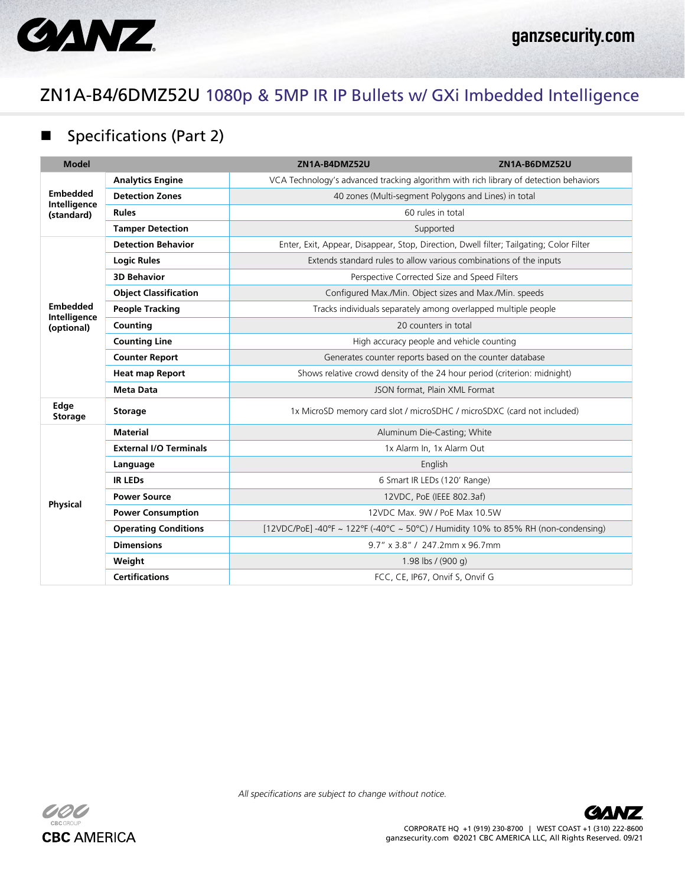# ZN1A-B4/6DMZ52U 1080p & 5MP IR IP Bullets w/ GXi Imbedded Intelligence

## Specifications (Part 2)

| Model | | ZN1A-B4DMZ52U | ZN1A-B6DMZ52U |
|---|---|---|---|
| Embedded Intelligence (standard) | Analytics Engine | VCA Technology's advanced tracking algorithm with rich library of detection behaviors | |
| | Detection Zones | 40 zones (Multi-segment Polygons and Lines) in total | |
| | Rules | 60 rules in total | |
| | Tamper Detection | Supported | |
| Embedded Intelligence (optional) | Detection Behavior | Enter, Exit, Appear, Disappear, Stop, Direction, Dwell filter; Tailgating; Color Filter | |
| | Logic Rules | Extends standard rules to allow various combinations of the inputs | |
| | 3D Behavior | Perspective Corrected Size and Speed Filters | |
| | Object Classification | Configured Max./Min. Object sizes and Max./Min. speeds | |
| | People Tracking | Tracks individuals separately among overlapped multiple people | |
| | Counting | 20 counters in total | |
| | Counting Line | High accuracy people and vehicle counting | |
| | Counter Report | Generates counter reports based on the counter database | |
| | Heat map Report | Shows relative crowd density of the 24 hour period (criterion: midnight) | |
| | Meta Data | JSON format, Plain XML Format | |
| Edge Storage | Storage | 1x MicroSD memory card slot / microSDHC / microSDXC (card not included) | |
| Physical | Material | Aluminum Die-Casting; White | |
| | External I/O Terminals | 1x Alarm In, 1x Alarm Out | |
| | Language | English | |
| | IR LEDs | 6 Smart IR LEDs (120' Range) | |
| | Power Source | 12VDC, PoE (IEEE 802.3af) | |
| | Power Consumption | 12VDC Max. 9W / PoE Max 10.5W | |
| | Operating Conditions | [12VDC/PoE] -40°F ~ 122°F (-40°C ~ 50°C) / Humidity 10% to 85% RH (non-condensing) | |
| | Dimensions | 9.7" x 3.8" / 247.2mm x 96.7mm | |
| | Weight | 1.98 lbs / (900 g) | |
| | Certifications | FCC, CE, IP67, Onvif S, Onvif G | |

*All specifications are subject to change without notice.*

CBC GROUP
CBC AMERICA

CORPORATE HQ +1 (919) 230-8700 | WEST COAST +1 (310) 222-8600
ganzsecurity.com ©2021 CBC AMERICA LLC, All Rights Reserved. 09/21